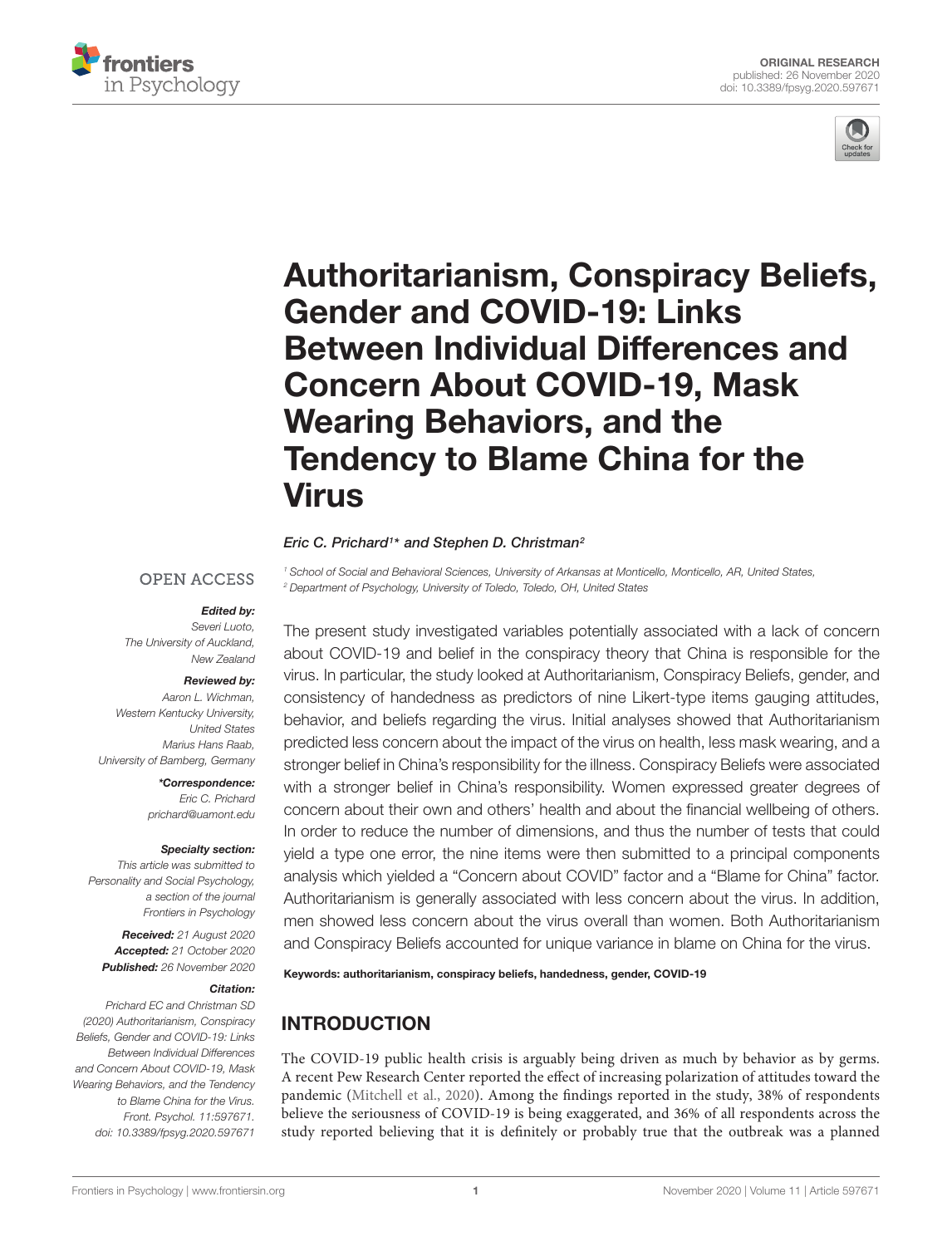ORIGINAL RESEARCH
published: 26 November 2020
doi: 10.3389/fpsyg.2020.597671

# Authoritarianism, Conspiracy Beliefs, Gender and COVID-19: Links Between Individual Differences and Concern About COVID-19, Mask Wearing Behaviors, and the Tendency to Blame China for the Virus

*Eric C. Prichard[1]\* and Stephen D. Christman[2]*

[1] School of Social and Behavioral Sciences, University of Arkansas at Monticello, Monticello, AR, United States,
[2] Department of Psychology, University of Toledo, Toledo, OH, United States

OPEN ACCESS

***Edited by:***
*Severi Luoto, The University of Auckland, New Zealand*

***Reviewed by:***
*Aaron L. Wichman, Western Kentucky University, United States*
*Marius Hans Raab, University of Bamberg, Germany*

***\*Correspondence:***
*Eric C. Prichard*
*prichard@uamont.edu*

***Specialty section:***
*This article was submitted to Personality and Social Psychology, a section of the journal Frontiers in Psychology*

***Received:*** *21 August 2020*
***Accepted:*** *21 October 2020*
***Published:*** *26 November 2020*

***Citation:***
*Prichard EC and Christman SD (2020) Authoritarianism, Conspiracy Beliefs, Gender and COVID-19: Links Between Individual Differences and Concern About COVID-19, Mask Wearing Behaviors, and the Tendency to Blame China for the Virus. Front. Psychol. 11:597671. doi: 10.3389/fpsyg.2020.597671*

The present study investigated variables potentially associated with a lack of concern about COVID-19 and belief in the conspiracy theory that China is responsible for the virus. In particular, the study looked at Authoritarianism, Conspiracy Beliefs, gender, and consistency of handedness as predictors of nine Likert-type items gauging attitudes, behavior, and beliefs regarding the virus. Initial analyses showed that Authoritarianism predicted less concern about the impact of the virus on health, less mask wearing, and a stronger belief in China's responsibility for the illness. Conspiracy Beliefs were associated with a stronger belief in China's responsibility. Women expressed greater degrees of concern about their own and others' health and about the financial wellbeing of others. In order to reduce the number of dimensions, and thus the number of tests that could yield a type one error, the nine items were then submitted to a principal components analysis which yielded a "Concern about COVID" factor and a "Blame for China" factor. Authoritarianism is generally associated with less concern about the virus. In addition, men showed less concern about the virus overall than women. Both Authoritarianism and Conspiracy Beliefs accounted for unique variance in blame on China for the virus.

**Keywords: authoritarianism, conspiracy beliefs, handedness, gender, COVID-19**

## INTRODUCTION

The COVID-19 public health crisis is arguably being driven as much by behavior as by germs. A recent Pew Research Center reported the effect of increasing polarization of attitudes toward the pandemic (Mitchell et al., 2020). Among the findings reported in the study, 38% of respondents believe the seriousness of COVID-19 is being exaggerated, and 36% of all respondents across the study reported believing that it is definitely or probably true that the outbreak was a planned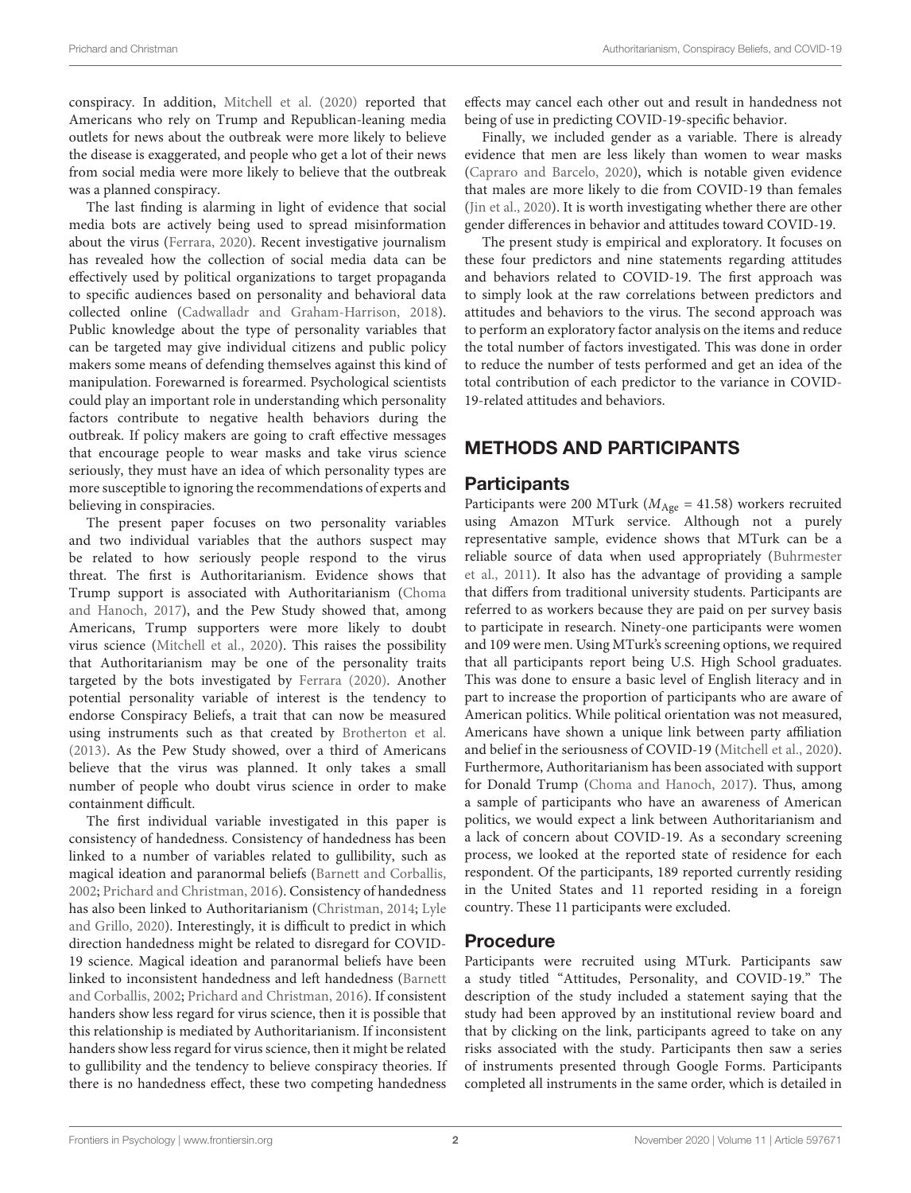conspiracy. In addition, Mitchell et al. (2020) reported that Americans who rely on Trump and Republican-leaning media outlets for news about the outbreak were more likely to believe the disease is exaggerated, and people who get a lot of their news from social media were more likely to believe that the outbreak was a planned conspiracy.

The last finding is alarming in light of evidence that social media bots are actively being used to spread misinformation about the virus (Ferrara, 2020). Recent investigative journalism has revealed how the collection of social media data can be effectively used by political organizations to target propaganda to specific audiences based on personality and behavioral data collected online (Cadwalladr and Graham-Harrison, 2018). Public knowledge about the type of personality variables that can be targeted may give individual citizens and public policy makers some means of defending themselves against this kind of manipulation. Forewarned is forearmed. Psychological scientists could play an important role in understanding which personality factors contribute to negative health behaviors during the outbreak. If policy makers are going to craft effective messages that encourage people to wear masks and take virus science seriously, they must have an idea of which personality types are more susceptible to ignoring the recommendations of experts and believing in conspiracies.

The present paper focuses on two personality variables and two individual variables that the authors suspect may be related to how seriously people respond to the virus threat. The first is Authoritarianism. Evidence shows that Trump support is associated with Authoritarianism (Choma and Hanoch, 2017), and the Pew Study showed that, among Americans, Trump supporters were more likely to doubt virus science (Mitchell et al., 2020). This raises the possibility that Authoritarianism may be one of the personality traits targeted by the bots investigated by Ferrara (2020). Another potential personality variable of interest is the tendency to endorse Conspiracy Beliefs, a trait that can now be measured using instruments such as that created by Brotherton et al. (2013). As the Pew Study showed, over a third of Americans believe that the virus was planned. It only takes a small number of people who doubt virus science in order to make containment difficult.

The first individual variable investigated in this paper is consistency of handedness. Consistency of handedness has been linked to a number of variables related to gullibility, such as magical ideation and paranormal beliefs (Barnett and Corballis, 2002; Prichard and Christman, 2016). Consistency of handedness has also been linked to Authoritarianism (Christman, 2014; Lyle and Grillo, 2020). Interestingly, it is difficult to predict in which direction handedness might be related to disregard for COVID-19 science. Magical ideation and paranormal beliefs have been linked to inconsistent handedness and left handedness (Barnett and Corballis, 2002; Prichard and Christman, 2016). If consistent handers show less regard for virus science, then it is possible that this relationship is mediated by Authoritarianism. If inconsistent handers show less regard for virus science, then it might be related to gullibility and the tendency to believe conspiracy theories. If there is no handedness effect, these two competing handedness effects may cancel each other out and result in handedness not being of use in predicting COVID-19-specific behavior.

Finally, we included gender as a variable. There is already evidence that men are less likely than women to wear masks (Capraro and Barcelo, 2020), which is notable given evidence that males are more likely to die from COVID-19 than females (Jin et al., 2020). It is worth investigating whether there are other gender differences in behavior and attitudes toward COVID-19.

The present study is empirical and exploratory. It focuses on these four predictors and nine statements regarding attitudes and behaviors related to COVID-19. The first approach was to simply look at the raw correlations between predictors and attitudes and behaviors to the virus. The second approach was to perform an exploratory factor analysis on the items and reduce the total number of factors investigated. This was done in order to reduce the number of tests performed and get an idea of the total contribution of each predictor to the variance in COVID-19-related attitudes and behaviors.

## METHODS AND PARTICIPANTS

### Participants

Participants were 200 MTurk ($M_{Age}$ = 41.58) workers recruited using Amazon MTurk service. Although not a purely representative sample, evidence shows that MTurk can be a reliable source of data when used appropriately (Buhrmester et al., 2011). It also has the advantage of providing a sample that differs from traditional university students. Participants are referred to as workers because they are paid on per survey basis to participate in research. Ninety-one participants were women and 109 were men. Using MTurk's screening options, we required that all participants report being U.S. High School graduates. This was done to ensure a basic level of English literacy and in part to increase the proportion of participants who are aware of American politics. While political orientation was not measured, Americans have shown a unique link between party affiliation and belief in the seriousness of COVID-19 (Mitchell et al., 2020). Furthermore, Authoritarianism has been associated with support for Donald Trump (Choma and Hanoch, 2017). Thus, among a sample of participants who have an awareness of American politics, we would expect a link between Authoritarianism and a lack of concern about COVID-19. As a secondary screening process, we looked at the reported state of residence for each respondent. Of the participants, 189 reported currently residing in the United States and 11 reported residing in a foreign country. These 11 participants were excluded.

### Procedure

Participants were recruited using MTurk. Participants saw a study titled "Attitudes, Personality, and COVID-19." The description of the study included a statement saying that the study had been approved by an institutional review board and that by clicking on the link, participants agreed to take on any risks associated with the study. Participants then saw a series of instruments presented through Google Forms. Participants completed all instruments in the same order, which is detailed in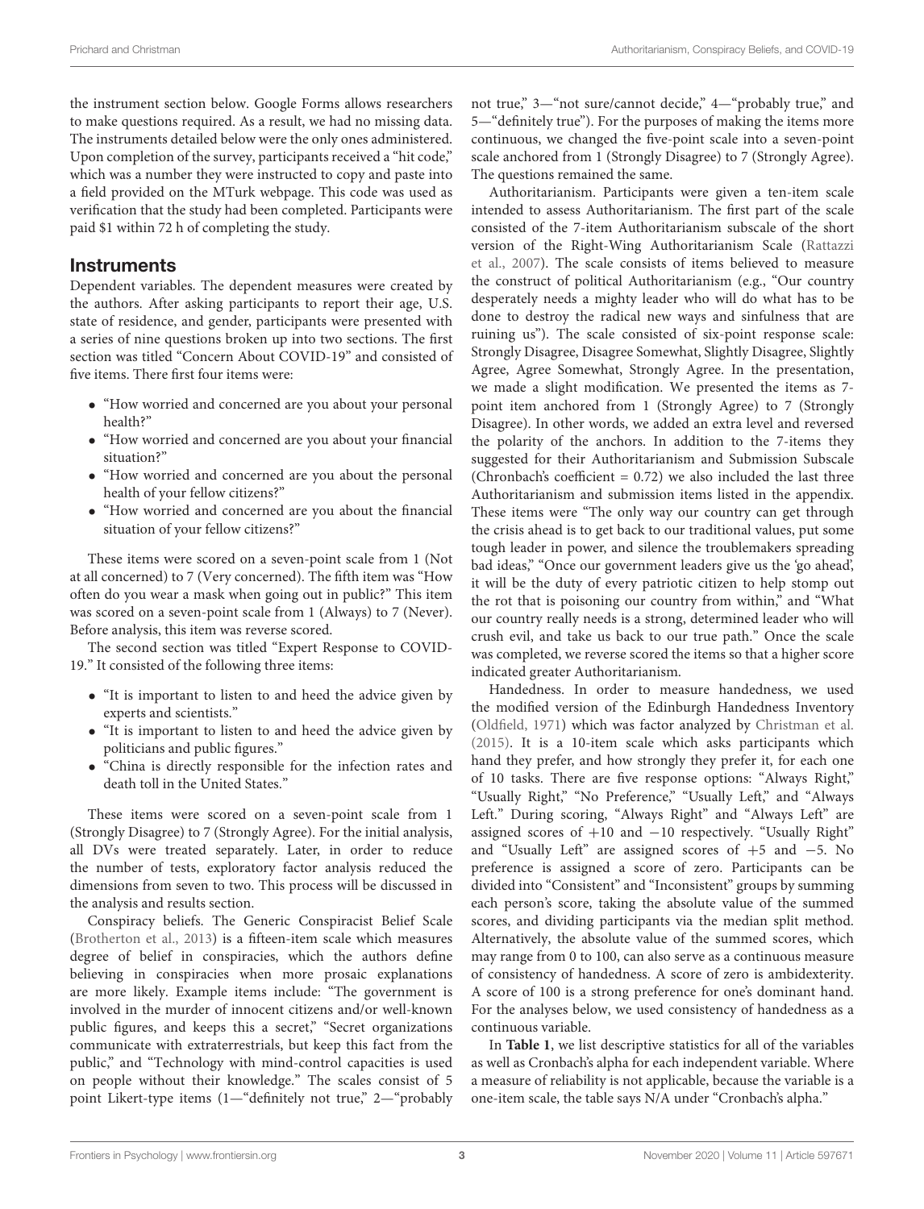the instrument section below. Google Forms allows researchers to make questions required. As a result, we had no missing data. The instruments detailed below were the only ones administered. Upon completion of the survey, participants received a "hit code," which was a number they were instructed to copy and paste into a field provided on the MTurk webpage. This code was used as verification that the study had been completed. Participants were paid $1 within 72 h of completing the study.

## Instruments

Dependent variables. The dependent measures were created by the authors. After asking participants to report their age, U.S. state of residence, and gender, participants were presented with a series of nine questions broken up into two sections. The first section was titled "Concern About COVID-19" and consisted of five items. There first four items were:

- "How worried and concerned are you about your personal health?"
- "How worried and concerned are you about your financial situation?"
- "How worried and concerned are you about the personal health of your fellow citizens?"
- "How worried and concerned are you about the financial situation of your fellow citizens?"

These items were scored on a seven-point scale from 1 (Not at all concerned) to 7 (Very concerned). The fifth item was "How often do you wear a mask when going out in public?" This item was scored on a seven-point scale from 1 (Always) to 7 (Never). Before analysis, this item was reverse scored.

The second section was titled "Expert Response to COVID-19." It consisted of the following three items:

- "It is important to listen to and heed the advice given by experts and scientists."
- "It is important to listen to and heed the advice given by politicians and public figures."
- "China is directly responsible for the infection rates and death toll in the United States."

These items were scored on a seven-point scale from 1 (Strongly Disagree) to 7 (Strongly Agree). For the initial analysis, all DVs were treated separately. Later, in order to reduce the number of tests, exploratory factor analysis reduced the dimensions from seven to two. This process will be discussed in the analysis and results section.

Conspiracy beliefs. The Generic Conspiracist Belief Scale (Brotherton et al., 2013) is a fifteen-item scale which measures degree of belief in conspiracies, which the authors define believing in conspiracies when more prosaic explanations are more likely. Example items include: "The government is involved in the murder of innocent citizens and/or well-known public figures, and keeps this a secret," "Secret organizations communicate with extraterrestrials, but keep this fact from the public," and "Technology with mind-control capacities is used on people without their knowledge." The scales consist of 5 point Likert-type items (1—"definitely not true," 2—"probably not true," 3—"not sure/cannot decide," 4—"probably true," and 5—"definitely true"). For the purposes of making the items more continuous, we changed the five-point scale into a seven-point scale anchored from 1 (Strongly Disagree) to 7 (Strongly Agree). The questions remained the same.

Authoritarianism. Participants were given a ten-item scale intended to assess Authoritarianism. The first part of the scale consisted of the 7-item Authoritarianism subscale of the short version of the Right-Wing Authoritarianism Scale (Rattazzi et al., 2007). The scale consists of items believed to measure the construct of political Authoritarianism (e.g., "Our country desperately needs a mighty leader who will do what has to be done to destroy the radical new ways and sinfulness that are ruining us"). The scale consisted of six-point response scale: Strongly Disagree, Disagree Somewhat, Slightly Disagree, Slightly Agree, Agree Somewhat, Strongly Agree. In the presentation, we made a slight modification. We presented the items as 7-point item anchored from 1 (Strongly Agree) to 7 (Strongly Disagree). In other words, we added an extra level and reversed the polarity of the anchors. In addition to the 7-items they suggested for their Authoritarianism and Submission Subscale (Chronbach's coefficient = 0.72) we also included the last three Authoritarianism and submission items listed in the appendix. These items were "The only way our country can get through the crisis ahead is to get back to our traditional values, put some tough leader in power, and silence the troublemakers spreading bad ideas," "Once our government leaders give us the 'go ahead', it will be the duty of every patriotic citizen to help stomp out the rot that is poisoning our country from within," and "What our country really needs is a strong, determined leader who will crush evil, and take us back to our true path." Once the scale was completed, we reverse scored the items so that a higher score indicated greater Authoritarianism.

Handedness. In order to measure handedness, we used the modified version of the Edinburgh Handedness Inventory (Oldfield, 1971) which was factor analyzed by Christman et al. (2015). It is a 10-item scale which asks participants which hand they prefer, and how strongly they prefer it, for each one of 10 tasks. There are five response options: "Always Right," "Usually Right," "No Preference," "Usually Left," and "Always Left." During scoring, "Always Right" and "Always Left" are assigned scores of +10 and −10 respectively. "Usually Right" and "Usually Left" are assigned scores of +5 and −5. No preference is assigned a score of zero. Participants can be divided into "Consistent" and "Inconsistent" groups by summing each person's score, taking the absolute value of the summed scores, and dividing participants via the median split method. Alternatively, the absolute value of the summed scores, which may range from 0 to 100, can also serve as a continuous measure of consistency of handedness. A score of zero is ambidexterity. A score of 100 is a strong preference for one's dominant hand. For the analyses below, we used consistency of handedness as a continuous variable.

In **Table 1**, we list descriptive statistics for all of the variables as well as Cronbach's alpha for each independent variable. Where a measure of reliability is not applicable, because the variable is a one-item scale, the table says N/A under "Cronbach's alpha."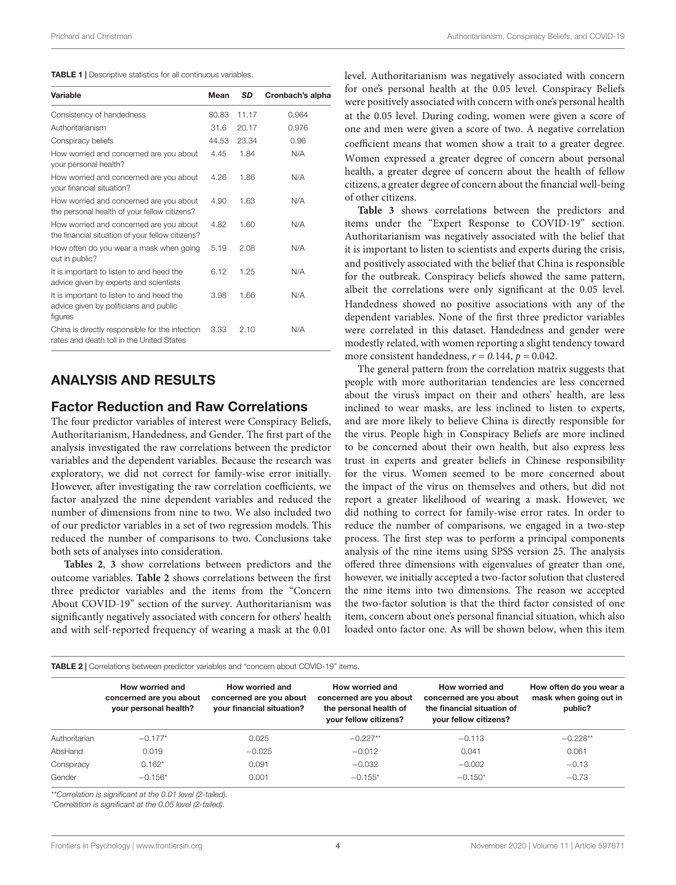**TABLE 1** | Descriptive statistics for all continuous variables.

| Variable | Mean | *SD* | Cronbach's alpha |
|---|---|---|---|
| Consistency of handedness | 80.83 | 11.17 | 0.964 |
| Authoritarianism | 31.6 | 20.17 | 0.976 |
| Conspiracy beliefs | 44.53 | 23.34 | 0.96 |
| How worried and concerned are you about your personal health? | 4.45 | 1.84 | N/A |
| How worried and concerned are you about your financial situation? | 4.26 | 1.86 | N/A |
| How worried and concerned are you about the personal health of your fellow citizens? | 4.90 | 1.63 | N/A |
| How worried and concerned are you about the financial situation of your fellow citizens? | 4.82 | 1.60 | N/A |
| How often do you wear a mask when going out in public? | 5.19 | 2.08 | N/A |
| It is important to listen to and heed the advice given by experts and scientists | 6.12 | 1.25 | N/A |
| It is important to listen to and heed the advice given by politicians and public figures | 3.98 | 1.66 | N/A |
| China is directly responsible for the infection rates and death toll in the United States | 3.33 | 2.10 | N/A |

## ANALYSIS AND RESULTS

### Factor Reduction and Raw Correlations

The four predictor variables of interest were Conspiracy Beliefs, Authoritarianism, Handedness, and Gender. The first part of the analysis investigated the raw correlations between the predictor variables and the dependent variables. Because the research was exploratory, we did not correct for family-wise error initially. However, after investigating the raw correlation coefficients, we factor analyzed the nine dependent variables and reduced the number of dimensions from nine to two. We also included two of our predictor variables in a set of two regression models. This reduced the number of comparisons to two. Conclusions take both sets of analyses into consideration.

**Tables 2**, **3** show correlations between predictors and the outcome variables. **Table 2** shows correlations between the first three predictor variables and the items from the "Concern About COVID-19" section of the survey. Authoritarianism was significantly negatively associated with concern for others' health and with self-reported frequency of wearing a mask at the 0.01 level. Authoritarianism was negatively associated with concern for one's personal health at the 0.05 level. Conspiracy Beliefs were positively associated with concern with one's personal health at the 0.05 level. During coding, women were given a score of one and men were given a score of two. A negative correlation coefficient means that women show a trait to a greater degree. Women expressed a greater degree of concern about personal health, a greater degree of concern about the health of fellow citizens, a greater degree of concern about the financial well-being of other citizens.

**Table 3** shows correlations between the predictors and items under the "Expert Response to COVID-19" section. Authoritarianism was negatively associated with the belief that it is important to listen to scientists and experts during the crisis, and positively associated with the belief that China is responsible for the outbreak. Conspiracy beliefs showed the same pattern, albeit the correlations were only significant at the 0.05 level. Handedness showed no positive associations with any of the dependent variables. None of the first three predictor variables were correlated in this dataset. Handedness and gender were modestly related, with women reporting a slight tendency toward more consistent handedness, $r = 0.144$, $p = 0.042$.

The general pattern from the correlation matrix suggests that people with more authoritarian tendencies are less concerned about the virus's impact on their and others' health, are less inclined to wear masks, are less inclined to listen to experts, and are more likely to believe China is directly responsible for the virus. People high in Conspiracy Beliefs are more inclined to be concerned about their own health, but also express less trust in experts and greater beliefs in Chinese responsibility for the virus. Women seemed to be more concerned about the impact of the virus on themselves and others, but did not report a greater likelihood of wearing a mask. However, we did nothing to correct for family-wise error rates. In order to reduce the number of comparisons, we engaged in a two-step process. The first step was to perform a principal components analysis of the nine items using SPSS version 25. The analysis offered three dimensions with eigenvalues of greater than one, however, we initially accepted a two-factor solution that clustered the nine items into two dimensions. The reason we accepted the two-factor solution is that the third factor consisted of one item, concern about one's personal financial situation, which also loaded onto factor one. As will be shown below, when this item

**TABLE 2** | Correlations between predictor variables and "concern about COVID-19" items.

| | How worried and concerned are you about your personal health? | How worried and concerned are you about your financial situation? | How worried and concerned are you about the personal health of your fellow citizens? | How worried and concerned are you about the financial situation of your fellow citizens? | How often do you wear a mask when going out in public? |
|---|---|---|---|---|---|
| Authoritarian | −0.177* | 0.025 | −0.227** | −0.113 | −0.228** |
| AbsHand | 0.019 | −0.025 | −0.012 | 0.041 | 0.061 |
| Conspiracy | 0.162* | 0.091 | −0.032 | −0.002 | −0.13 |
| Gender | −0.156* | 0.001 | −0.155* | −0.150* | −0.73 |

*\*\*Correlation is significant at the 0.01 level (2-tailed).*

*\*Correlation is significant at the 0.05 level (2-tailed).*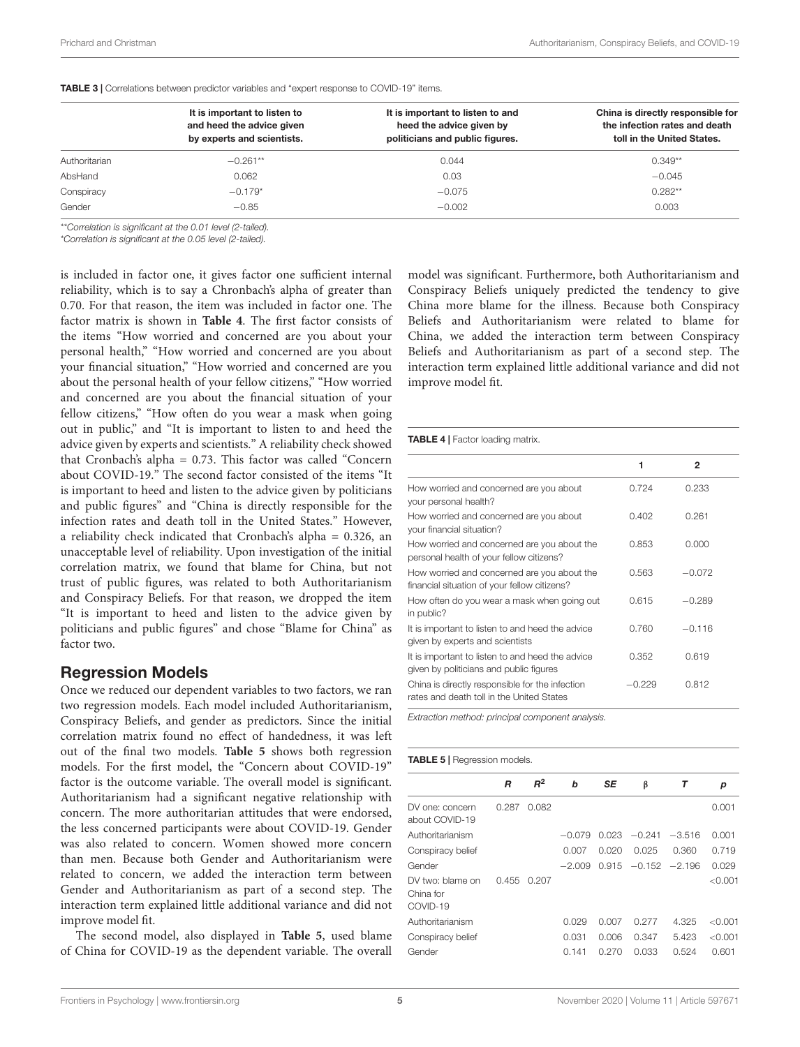**TABLE 3 |** Correlations between predictor variables and "expert response to COVID-19" items.

| | It is important to listen to and heed the advice given by experts and scientists. | It is important to listen to and heed the advice given by politicians and public figures. | China is directly responsible for the infection rates and death toll in the United States. |
|---|---|---|---|
| Authoritarian | −0.261** | 0.044 | 0.349** |
| AbsHand | 0.062 | 0.03 | −0.045 |
| Conspiracy | −0.179* | −0.075 | 0.282** |
| Gender | −0.85 | −0.002 | 0.003 |

*\*\*Correlation is significant at the 0.01 level (2-tailed).*
*\*Correlation is significant at the 0.05 level (2-tailed).*

is included in factor one, it gives factor one sufficient internal reliability, which is to say a Chronbach's alpha of greater than 0.70. For that reason, the item was included in factor one. The factor matrix is shown in **Table 4**. The first factor consists of the items "How worried and concerned are you about your personal health," "How worried and concerned are you about your financial situation," "How worried and concerned are you about the personal health of your fellow citizens," "How worried and concerned are you about the financial situation of your fellow citizens," "How often do you wear a mask when going out in public," and "It is important to listen to and heed the advice given by experts and scientists." A reliability check showed that Cronbach's alpha = 0.73. This factor was called "Concern about COVID-19." The second factor consisted of the items "It is important to heed and listen to the advice given by politicians and public figures" and "China is directly responsible for the infection rates and death toll in the United States." However, a reliability check indicated that Cronbach's alpha = 0.326, an unacceptable level of reliability. Upon investigation of the initial correlation matrix, we found that blame for China, but not trust of public figures, was related to both Authoritarianism and Conspiracy Beliefs. For that reason, we dropped the item "It is important to heed and listen to the advice given by politicians and public figures" and chose "Blame for China" as factor two.

## Regression Models

Once we reduced our dependent variables to two factors, we ran two regression models. Each model included Authoritarianism, Conspiracy Beliefs, and gender as predictors. Since the initial correlation matrix found no effect of handedness, it was left out of the final two models. **Table 5** shows both regression models. For the first model, the "Concern about COVID-19" factor is the outcome variable. The overall model is significant. Authoritarianism had a significant negative relationship with concern. The more authoritarian attitudes that were endorsed, the less concerned participants were about COVID-19. Gender was also related to concern. Women showed more concern than men. Because both Gender and Authoritarianism were related to concern, we added the interaction term between Gender and Authoritarianism as part of a second step. The interaction term explained little additional variance and did not improve model fit.

The second model, also displayed in **Table 5**, used blame of China for COVID-19 as the dependent variable. The overall model was significant. Furthermore, both Authoritarianism and Conspiracy Beliefs uniquely predicted the tendency to give China more blame for the illness. Because both Conspiracy Beliefs and Authoritarianism were related to blame for China, we added the interaction term between Conspiracy Beliefs and Authoritarianism as part of a second step. The interaction term explained little additional variance and did not improve model fit.

**TABLE 4 |** Factor loading matrix.

| | 1 | 2 |
|---|---|---|
| How worried and concerned are you about your personal health? | 0.724 | 0.233 |
| How worried and concerned are you about your financial situation? | 0.402 | 0.261 |
| How worried and concerned are you about the personal health of your fellow citizens? | 0.853 | 0.000 |
| How worried and concerned are you about the financial situation of your fellow citizens? | 0.563 | −0.072 |
| How often do you wear a mask when going out in public? | 0.615 | −0.289 |
| It is important to listen to and heed the advice given by experts and scientists | 0.760 | −0.116 |
| It is important to listen to and heed the advice given by politicians and public figures | 0.352 | 0.619 |
| China is directly responsible for the infection rates and death toll in the United States | −0.229 | 0.812 |

*Extraction method: principal component analysis.*

**TABLE 5 |** Regression models.

| | $R$ | $R^2$ | $b$ | $SE$ | $\beta$ | $T$ | $p$ |
|---|---|---|---|---|---|---|---|
| DV one: concern about COVID-19 | 0.287 | 0.082 | | | | | 0.001 |
| Authoritarianism | | | −0.079 | 0.023 | −0.241 | −3.516 | 0.001 |
| Conspiracy belief | | | 0.007 | 0.020 | 0.025 | 0.360 | 0.719 |
| Gender | | | −2.009 | 0.915 | −0.152 | −2.196 | 0.029 |
| DV two: blame on China for COVID-19 | 0.455 | 0.207 | | | | | <0.001 |
| Authoritarianism | | | 0.029 | 0.007 | 0.277 | 4.325 | <0.001 |
| Conspiracy belief | | | 0.031 | 0.006 | 0.347 | 5.423 | <0.001 |
| Gender | | | 0.141 | 0.270 | 0.033 | 0.524 | 0.601 |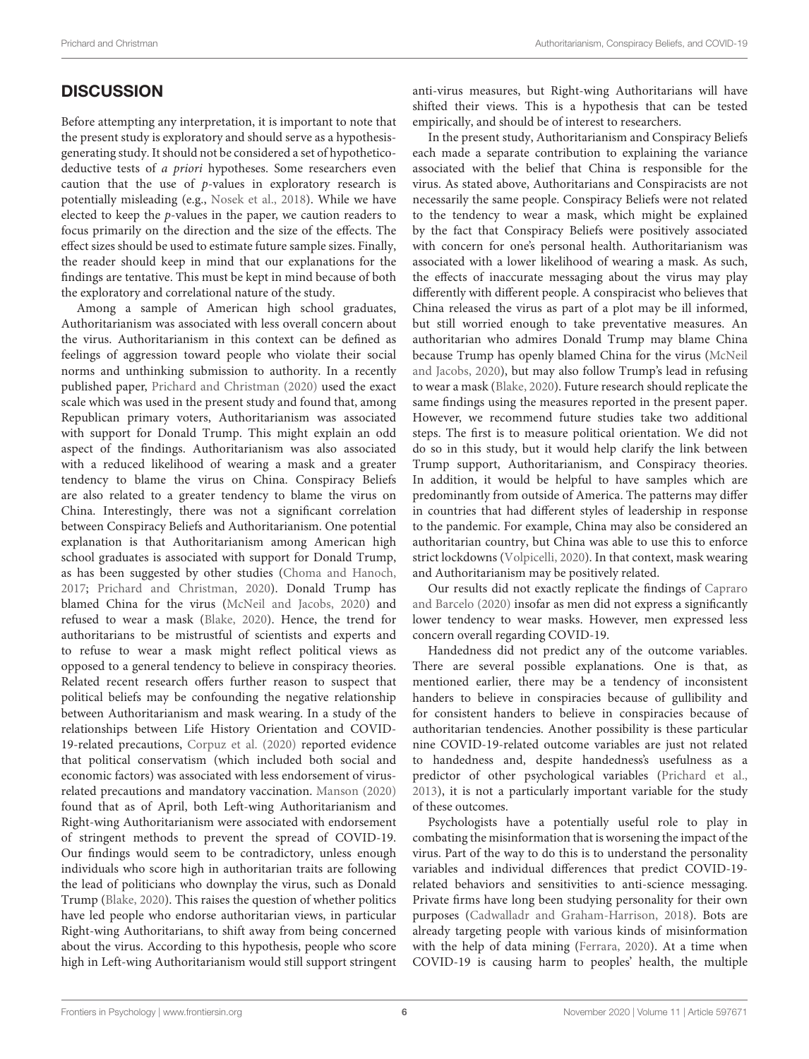## DISCUSSION

Before attempting any interpretation, it is important to note that the present study is exploratory and should serve as a hypothesis-generating study. It should not be considered a set of hypothetico-deductive tests of *a priori* hypotheses. Some researchers even caution that the use of *p*-values in exploratory research is potentially misleading (e.g., Nosek et al., 2018). While we have elected to keep the *p*-values in the paper, we caution readers to focus primarily on the direction and the size of the effects. The effect sizes should be used to estimate future sample sizes. Finally, the reader should keep in mind that our explanations for the findings are tentative. This must be kept in mind because of both the exploratory and correlational nature of the study.

Among a sample of American high school graduates, Authoritarianism was associated with less overall concern about the virus. Authoritarianism in this context can be defined as feelings of aggression toward people who violate their social norms and unthinking submission to authority. In a recently published paper, Prichard and Christman (2020) used the exact scale which was used in the present study and found that, among Republican primary voters, Authoritarianism was associated with support for Donald Trump. This might explain an odd aspect of the findings. Authoritarianism was also associated with a reduced likelihood of wearing a mask and a greater tendency to blame the virus on China. Conspiracy Beliefs are also related to a greater tendency to blame the virus on China. Interestingly, there was not a significant correlation between Conspiracy Beliefs and Authoritarianism. One potential explanation is that Authoritarianism among American high school graduates is associated with support for Donald Trump, as has been suggested by other studies (Choma and Hanoch, 2017; Prichard and Christman, 2020). Donald Trump has blamed China for the virus (McNeil and Jacobs, 2020) and refused to wear a mask (Blake, 2020). Hence, the trend for authoritarians to be mistrustful of scientists and experts and to refuse to wear a mask might reflect political views as opposed to a general tendency to believe in conspiracy theories. Related recent research offers further reason to suspect that political beliefs may be confounding the negative relationship between Authoritarianism and mask wearing. In a study of the relationships between Life History Orientation and COVID-19-related precautions, Corpuz et al. (2020) reported evidence that political conservatism (which included both social and economic factors) was associated with less endorsement of virus-related precautions and mandatory vaccination. Manson (2020) found that as of April, both Left-wing Authoritarianism and Right-wing Authoritarianism were associated with endorsement of stringent methods to prevent the spread of COVID-19. Our findings would seem to be contradictory, unless enough individuals who score high in authoritarian traits are following the lead of politicians who downplay the virus, such as Donald Trump (Blake, 2020). This raises the question of whether politics have led people who endorse authoritarian views, in particular Right-wing Authoritarians, to shift away from being concerned about the virus. According to this hypothesis, people who score high in Left-wing Authoritarianism would still support stringent anti-virus measures, but Right-wing Authoritarians will have shifted their views. This is a hypothesis that can be tested empirically, and should be of interest to researchers.

In the present study, Authoritarianism and Conspiracy Beliefs each made a separate contribution to explaining the variance associated with the belief that China is responsible for the virus. As stated above, Authoritarians and Conspiracists are not necessarily the same people. Conspiracy Beliefs were not related to the tendency to wear a mask, which might be explained by the fact that Conspiracy Beliefs were positively associated with concern for one's personal health. Authoritarianism was associated with a lower likelihood of wearing a mask. As such, the effects of inaccurate messaging about the virus may play differently with different people. A conspiracist who believes that China released the virus as part of a plot may be ill informed, but still worried enough to take preventative measures. An authoritarian who admires Donald Trump may blame China because Trump has openly blamed China for the virus (McNeil and Jacobs, 2020), but may also follow Trump's lead in refusing to wear a mask (Blake, 2020). Future research should replicate the same findings using the measures reported in the present paper. However, we recommend future studies take two additional steps. The first is to measure political orientation. We did not do so in this study, but it would help clarify the link between Trump support, Authoritarianism, and Conspiracy theories. In addition, it would be helpful to have samples which are predominantly from outside of America. The patterns may differ in countries that had different styles of leadership in response to the pandemic. For example, China may also be considered an authoritarian country, but China was able to use this to enforce strict lockdowns (Volpicelli, 2020). In that context, mask wearing and Authoritarianism may be positively related.

Our results did not exactly replicate the findings of Capraro and Barcelo (2020) insofar as men did not express a significantly lower tendency to wear masks. However, men expressed less concern overall regarding COVID-19.

Handedness did not predict any of the outcome variables. There are several possible explanations. One is that, as mentioned earlier, there may be a tendency of inconsistent handers to believe in conspiracies because of gullibility and for consistent handers to believe in conspiracies because of authoritarian tendencies. Another possibility is these particular nine COVID-19-related outcome variables are just not related to handedness and, despite handedness's usefulness as a predictor of other psychological variables (Prichard et al., 2013), it is not a particularly important variable for the study of these outcomes.

Psychologists have a potentially useful role to play in combating the misinformation that is worsening the impact of the virus. Part of the way to do this is to understand the personality variables and individual differences that predict COVID-19-related behaviors and sensitivities to anti-science messaging. Private firms have long been studying personality for their own purposes (Cadwalladr and Graham-Harrison, 2018). Bots are already targeting people with various kinds of misinformation with the help of data mining (Ferrara, 2020). At a time when COVID-19 is causing harm to peoples' health, the multiple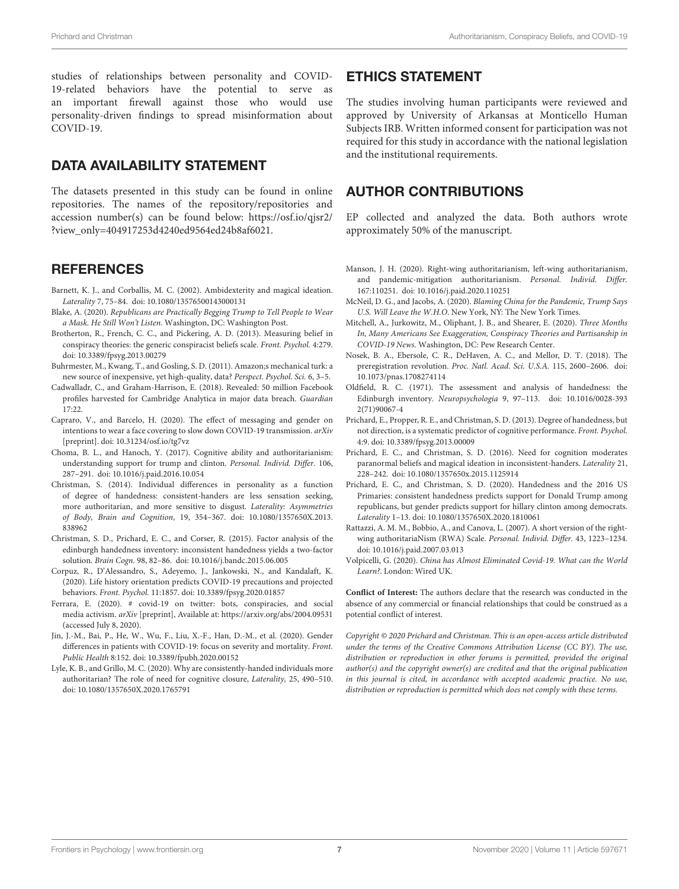studies of relationships between personality and COVID-19-related behaviors have the potential to serve as an important firewall against those who would use personality-driven findings to spread misinformation about COVID-19.

## DATA AVAILABILITY STATEMENT

The datasets presented in this study can be found in online repositories. The names of the repository/repositories and accession number(s) can be found below: https://osf.io/qjsr2/?view_only=404917253d4240ed9564ed24b8af6021.

## REFERENCES

Barnett, K. J., and Corballis, M. C. (2002). Ambidexterity and magical ideation. *Laterality* 7, 75–84. doi: 10.1080/13576500143000131

Blake, A. (2020). *Republicans are Practically Begging Trump to Tell People to Wear a Mask. He Still Won't Listen*. Washington, DC: Washington Post.

Brotherton, R., French, C. C., and Pickering, A. D. (2013). Measuring belief in conspiracy theories: the generic conspiracist beliefs scale. *Front. Psychol.* 4:279. doi: 10.3389/fpsyg.2013.00279

Buhrmester, M., Kwang, T., and Gosling, S. D. (2011). Amazon;s mechanical turk: a new source of inexpensive, yet high-quality, data? *Perspect. Psychol. Sci.* 6, 3–5.

Cadwalladr, C., and Graham-Harrison, E. (2018). Revealed: 50 million Facebook profiles harvested for Cambridge Analytica in major data breach. *Guardian* 17:22.

Capraro, V., and Barcelo, H. (2020). The effect of messaging and gender on intentions to wear a face covering to slow down COVID-19 transmission. *arXiv* [preprint]. doi: 10.31234/osf.io/tg7vz

Choma, B. L., and Hanoch, Y. (2017). Cognitive ability and authoritarianism: understanding support for trump and clinton. *Personal. Individ. Differ.* 106, 287–291. doi: 10.1016/j.paid.2016.10.054

Christman, S. (2014). Individual differences in personality as a function of degree of handedness: consistent-handers are less sensation seeking, more authoritarian, and more sensitive to disgust. *Laterality: Asymmetries of Body, Brain and Cognition*, 19, 354–367. doi: 10.1080/1357650X.2013.838962

Christman, S. D., Prichard, E. C., and Corser, R. (2015). Factor analysis of the edinburgh handedness inventory: inconsistent handedness yields a two-factor solution. *Brain Cogn.* 98, 82–86. doi: 10.1016/j.bandc.2015.06.005

Corpuz, R., D'Alessandro, S., Adeyemo, J., Jankowski, N., and Kandalaft, K. (2020). Life history orientation predicts COVID-19 precautions and projected behaviors. *Front. Psychol.* 11:1857. doi: 10.3389/fpsyg.2020.01857

Ferrara, E. (2020). # covid-19 on twitter: bots, conspiracies, and social media activism. *arXiv* [preprint], Available at: https://arxiv.org/abs/2004.09531 (accessed July 8, 2020).

Jin, J.-M., Bai, P., He, W., Wu, F., Liu, X.-F., Han, D.-M., et al. (2020). Gender differences in patients with COVID-19: focus on severity and mortality. *Front. Public Health* 8:152. doi: 10.3389/fpubh.2020.00152

Lyle, K. B., and Grillo, M. C. (2020). Why are consistently-handed individuals more authoritarian? The role of need for cognitive closure, *Laterality,* 25, 490–510. doi: 10.1080/1357650X.2020.1765791

Manson, J. H. (2020). Right-wing authoritarianism, left-wing authoritarianism, and pandemic-mitigation authoritarianism. *Personal. Individ. Differ.* 167:110251. doi: 10.1016/j.paid.2020.110251

McNeil, D. G., and Jacobs, A. (2020). *Blaming China for the Pandemic, Trump Says U.S. Will Leave the W.H.O.* New York, NY: The New York Times.

Mitchell, A., Jurkowitz, M., Oliphant, J. B., and Shearer, E. (2020). *Three Months In, Many Americans See Exaggeration, Conspiracy Theories and Partisanship in COVID-19 News*. Washington, DC: Pew Research Center.

Nosek, B. A., Ebersole, C. R., DeHaven, A. C., and Mellor, D. T. (2018). The preregistration revolution. *Proc. Natl. Acad. Sci. U.S.A.* 115, 2600–2606. doi: 10.1073/pnas.1708274114

Oldfield, R. C. (1971). The assessment and analysis of handedness: the Edinburgh inventory. *Neuropsychologia* 9, 97–113. doi: 10.1016/0028-3932(71)90067-4

Prichard, E., Propper, R. E., and Christman, S. D. (2013). Degree of handedness, but not direction, is a systematic predictor of cognitive performance. *Front. Psychol.* 4:9. doi: 10.3389/fpsyg.2013.00009

Prichard, E. C., and Christman, S. D. (2016). Need for cognition moderates paranormal beliefs and magical ideation in inconsistent-handers. *Laterality* 21, 228–242. doi: 10.1080/1357650x.2015.1125914

Prichard, E. C., and Christman, S. D. (2020). Handedness and the 2016 US Primaries: consistent handedness predicts support for Donald Trump among republicans, but gender predicts support for hillary clinton among democrats. *Laterality* 1–13. doi: 10.1080/1357650X.2020.1810061

Rattazzi, A. M. M., Bobbio, A., and Canova, L. (2007). A short version of the right-wing authoritariaNism (RWA) Scale. *Personal. Individ. Differ.* 43, 1223–1234. doi: 10.1016/j.paid.2007.03.013

Volpicelli, G. (2020). *China has Almost Eliminated Covid-19. What can the World Learn?*. London: Wired UK.

## ETHICS STATEMENT

The studies involving human participants were reviewed and approved by University of Arkansas at Monticello Human Subjects IRB. Written informed consent for participation was not required for this study in accordance with the national legislation and the institutional requirements.

## AUTHOR CONTRIBUTIONS

EP collected and analyzed the data. Both authors wrote approximately 50% of the manuscript.

**Conflict of Interest:** The authors declare that the research was conducted in the absence of any commercial or financial relationships that could be construed as a potential conflict of interest.

*Copyright © 2020 Prichard and Christman. This is an open-access article distributed under the terms of the Creative Commons Attribution License (CC BY). The use, distribution or reproduction in other forums is permitted, provided the original author(s) and the copyright owner(s) are credited and that the original publication in this journal is cited, in accordance with accepted academic practice. No use, distribution or reproduction is permitted which does not comply with these terms.*